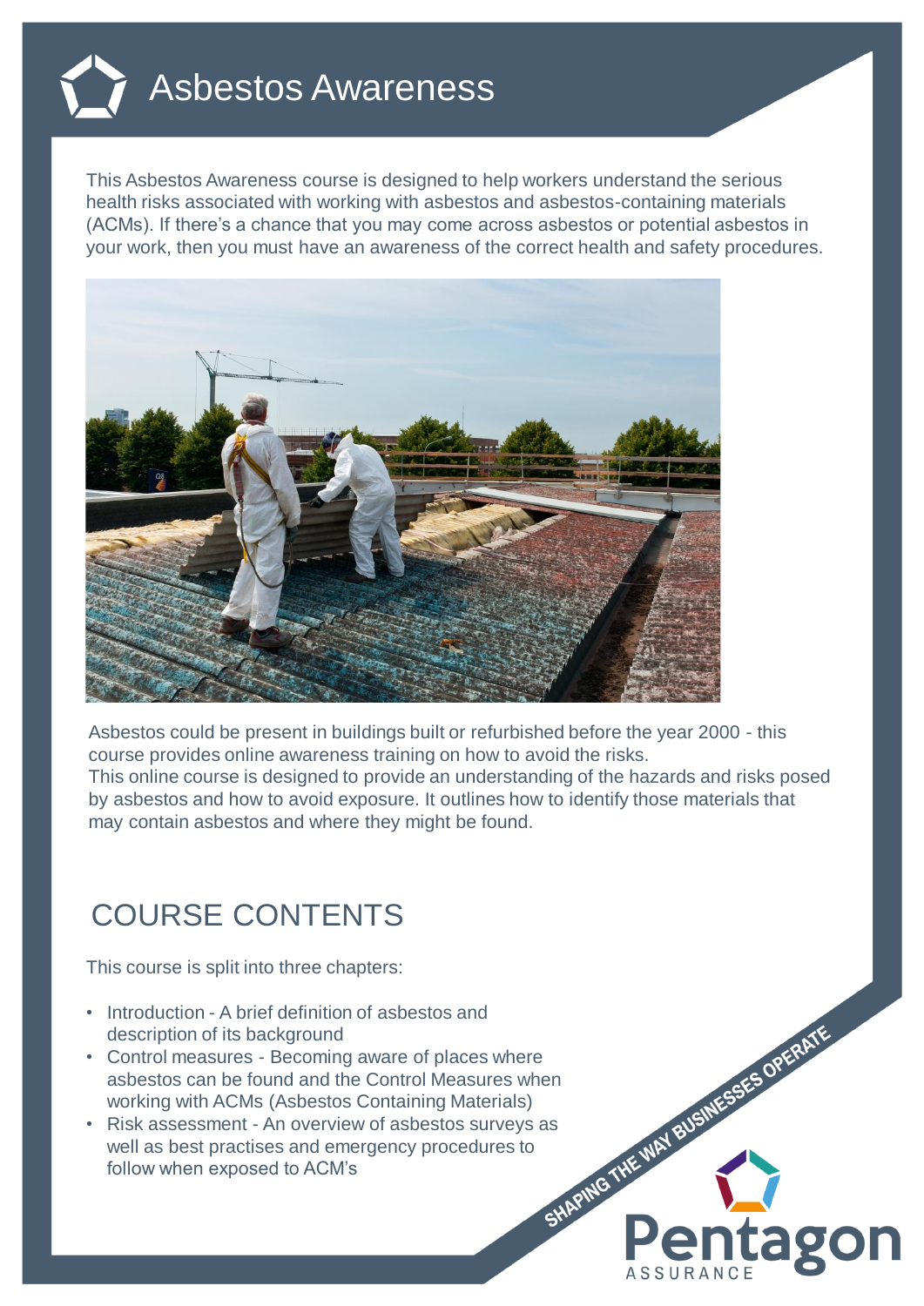# Asbestos Awareness

This Asbestos Awareness course is designed to help workers understand the serious health risks associated with working with asbestos and asbestos-containing materials (ACMs). If there's a chance that you may come across asbestos or potential asbestos in your work, then you must have an awareness of the correct health and safety procedures.

Asbestos could be present in buildings built or refurbished before the year 2000 - this course provides online awareness training on how to avoid the risks.
This online course is designed to provide an understanding of the hazards and risks posed by asbestos and how to avoid exposure. It outlines how to identify those materials that may contain asbestos and where they might be found.

## COURSE CONTENTS

This course is split into three chapters:

- Introduction - A brief definition of asbestos and description of its background
- Control measures - Becoming aware of places where asbestos can be found and the Control Measures when working with ACMs (Asbestos Containing Materials)
- Risk assessment - An overview of asbestos surveys as well as best practises and emergency procedures to follow when exposed to ACM's

SHAPING THE WAY BUSINESSES OPERATE

Pentagon ASSURANCE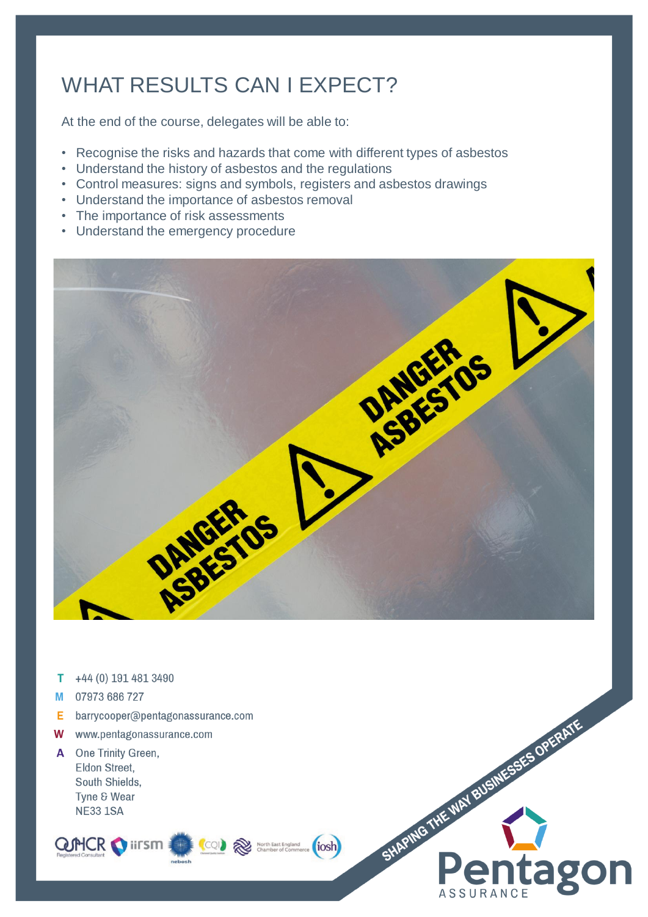# WHAT RESULTS CAN I EXPECT?

At the end of the course, delegates will be able to:

- Recognise the risks and hazards that come with different types of asbestos
- Understand the history of asbestos and the regulations
- Control measures: signs and symbols, registers and asbestos drawings
- Understand the importance of asbestos removal
- The importance of risk assessments
- Understand the emergency procedure

**T** +44 (0) 191 481 3490

**M** 07973 686 727

**E** barrycooper@pentagonassurance.com

**W** www.pentagonassurance.com

**A** One Trinity Green,
Eldon Street,
South Shields,
Tyne & Wear
NE33 1SA

SHAPING THE WAY BUSINESSES OPERATE

Pentagon ASSURANCE